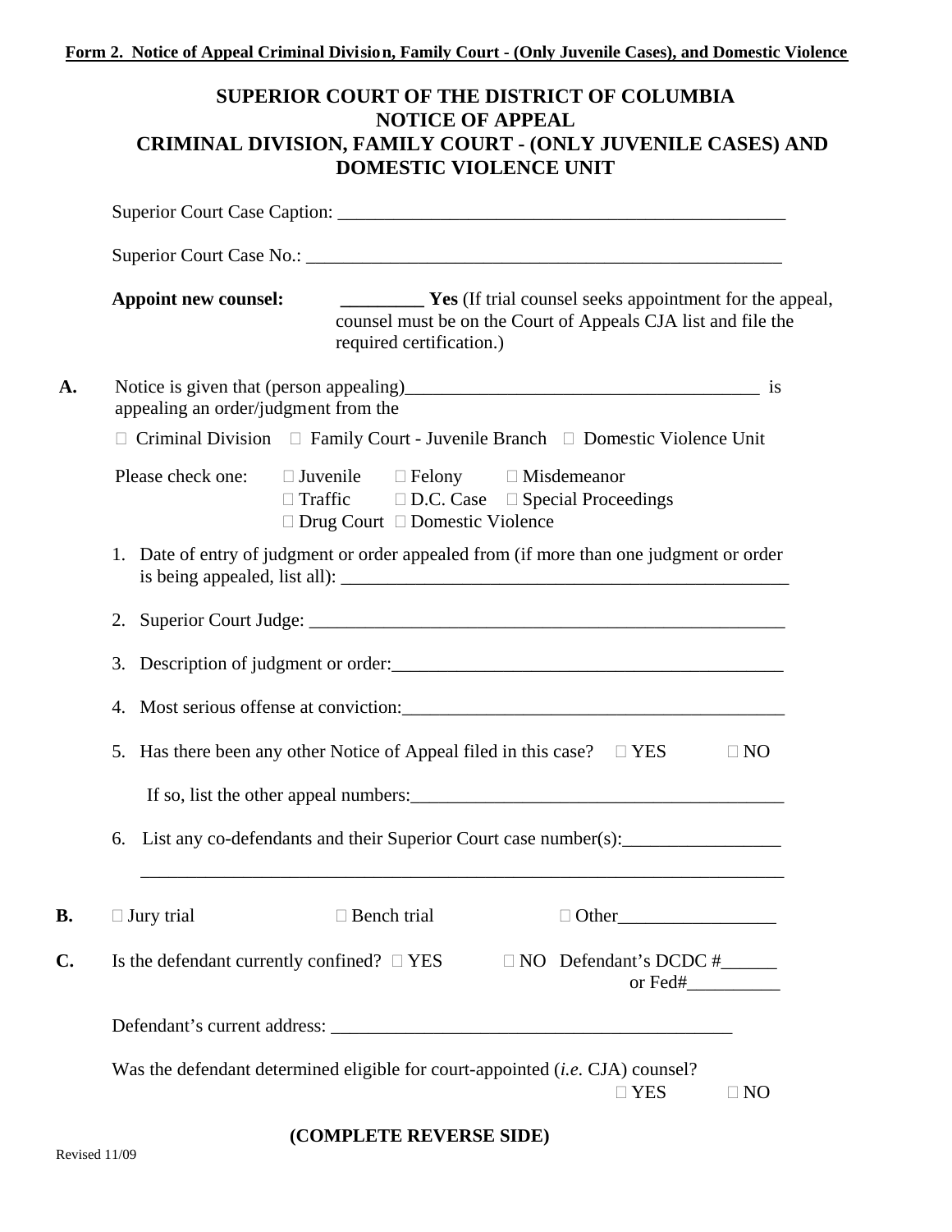**Form 2. Notice of Appeal Criminal Division, Family Court - (Only Juvenile Cases), and Domestic Violence**

# SUPERIOR COURT OF THE DISTRICT OF COLUMBIA
# NOTICE OF APPEAL
# CRIMINAL DIVISION, FAMILY COURT - (ONLY JUVENILE CASES) AND DOMESTIC VIOLENCE UNIT

Superior Court Case Caption: _______________________________________________

Superior Court Case No.: _________________________________________________

**Appoint new counsel:** _________ **Yes** (If trial counsel seeks appointment for the appeal, counsel must be on the Court of Appeals CJA list and file the required certification.)

**A.** Notice is given that (person appealing)____________________________________ is appealing an order/judgment from the

☐ Criminal Division ☐ Family Court - Juvenile Branch ☐ Domestic Violence Unit

Please check one: ☐ Juvenile ☐ Felony ☐ Misdemeanor
☐ Traffic ☐ D.C. Case ☐ Special Proceedings
☐ Drug Court ☐ Domestic Violence

1. Date of entry of judgment or order appealed from (if more than one judgment or order is being appealed, list all): _____________________________________________

2. Superior Court Judge: ________________________________________________

3. Description of judgment or order:________________________________________

4. Most serious offense at conviction:_______________________________________

5. Has there been any other Notice of Appeal filed in this case? ☐ YES ☐ NO

   If so, list the other appeal numbers:______________________________________

6. List any co-defendants and their Superior Court case number(s):________________

   _____________________________________________________________________

**B.** ☐ Jury trial ☐ Bench trial ☐ Other________________

**C.** Is the defendant currently confined? ☐ YES ☐ NO Defendant's DCDC #______ or Fed#__________

Defendant's current address: ________________________________________

Was the defendant determined eligible for court-appointed (*i.e.* CJA) counsel? ☐ YES ☐ NO

**(COMPLETE REVERSE SIDE)**

Revised 11/09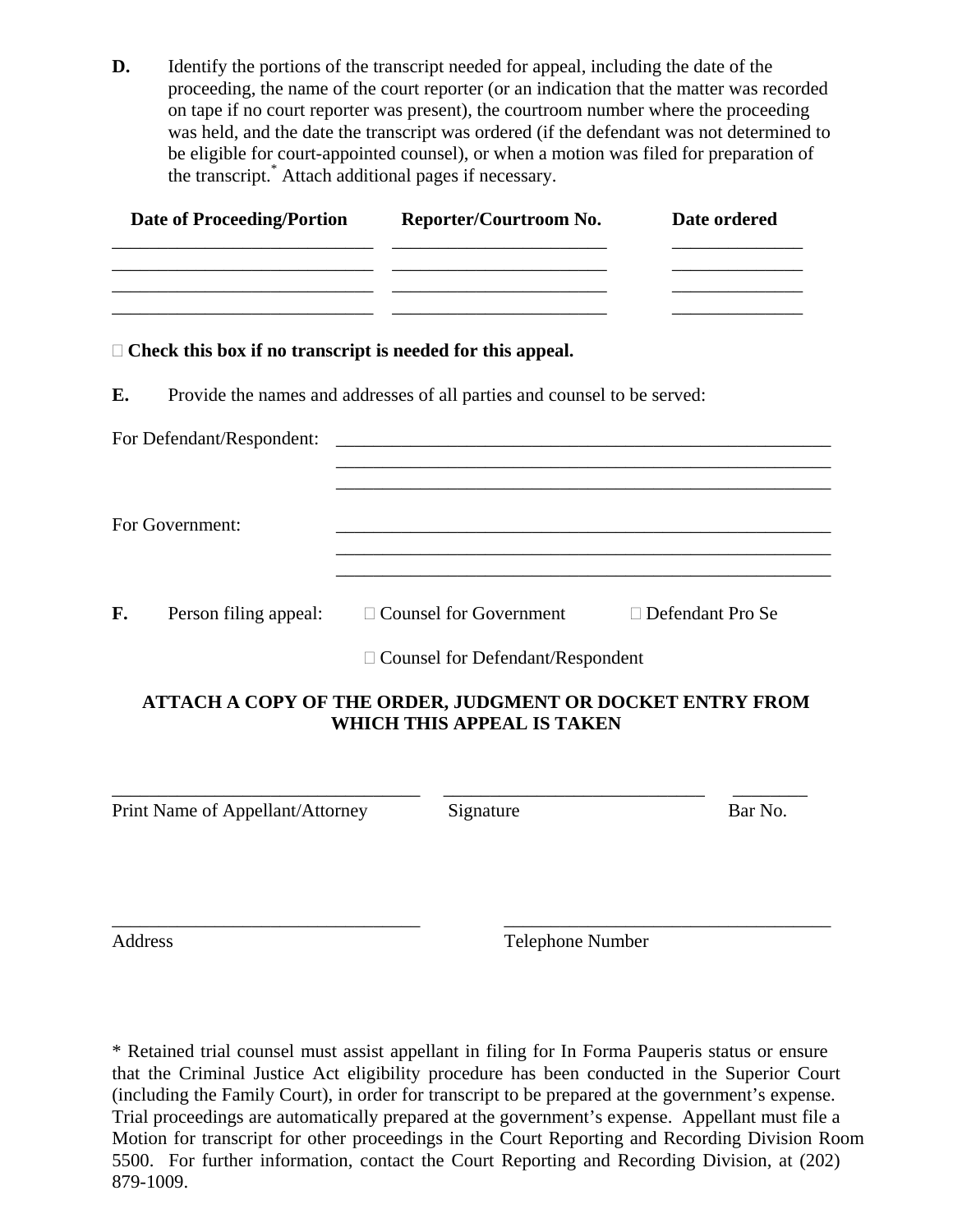**D.** Identify the portions of the transcript needed for appeal, including the date of the proceeding, the name of the court reporter (or an indication that the matter was recorded on tape if no court reporter was present), the courtroom number where the proceeding was held, and the date the transcript was ordered (if the defendant was not determined to be eligible for court-appointed counsel), or when a motion was filed for preparation of the transcript.* Attach additional pages if necessary.

| Date of Proceeding/Portion | Reporter/Courtroom No. | Date ordered |
|---|---|---|
| ___________________________ | ______________________ | _____________ |
| ___________________________ | ______________________ | _____________ |
| ___________________________ | ______________________ | _____________ |
| ___________________________ | ______________________ | _____________ |

☐ **Check this box if no transcript is needed for this appeal.**

**E.** Provide the names and addresses of all parties and counsel to be served:

For Defendant/Respondent: ______________________________________________________
______________________________________________________
______________________________________________________

For Government: ______________________________________________________
______________________________________________________
______________________________________________________

**F.** Person filing appeal: ☐ Counsel for Government ☐ Defendant Pro Se

☐ Counsel for Defendant/Respondent

**ATTACH A COPY OF THE ORDER, JUDGMENT OR DOCKET ENTRY FROM WHICH THIS APPEAL IS TAKEN**

________________________________ ____________________________ ________
Print Name of Appellant/Attorney Signature Bar No.

________________________________ __________________________________
Address Telephone Number

* Retained trial counsel must assist appellant in filing for In Forma Pauperis status or ensure that the Criminal Justice Act eligibility procedure has been conducted in the Superior Court (including the Family Court), in order for transcript to be prepared at the government's expense. Trial proceedings are automatically prepared at the government's expense. Appellant must file a Motion for transcript for other proceedings in the Court Reporting and Recording Division Room 5500. For further information, contact the Court Reporting and Recording Division, at (202) 879-1009.